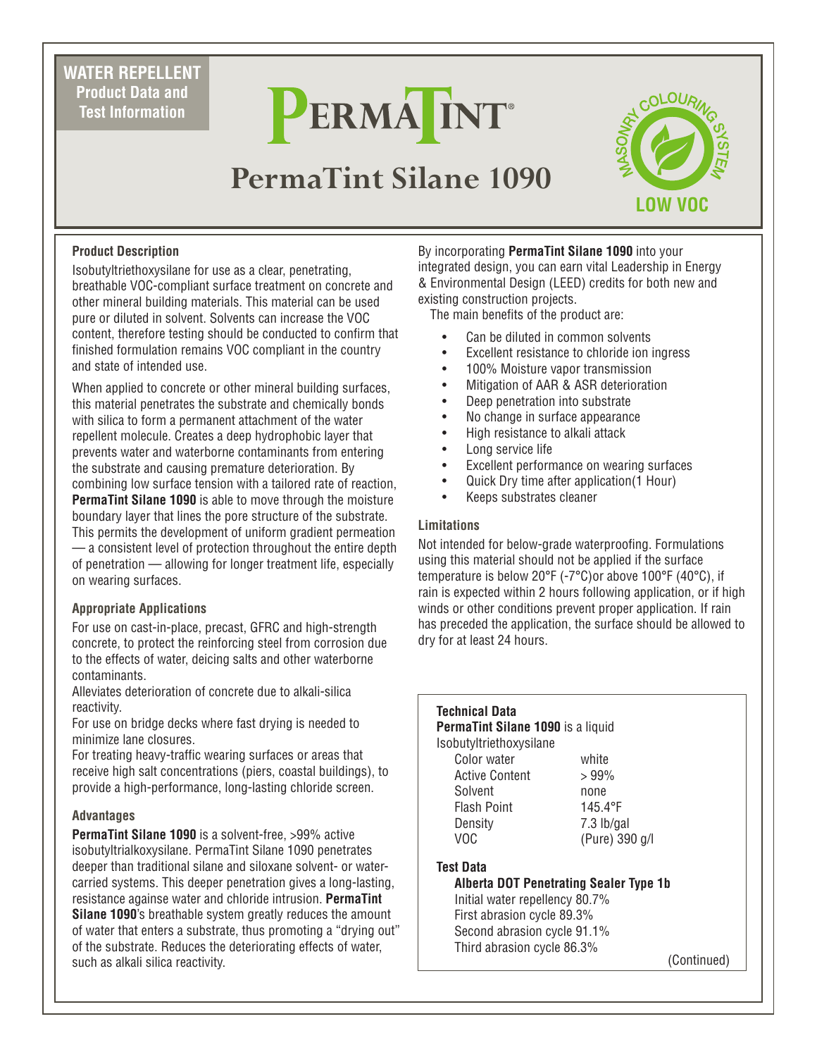**WATER REPELLENT**
**Product Data and Test Information**

# PERMATINT®

## PermaTint Silane 1090

MASONRY COLOURING SYSTEM
LOW VOC

### Product Description

Isobutyltriethoxysilane for use as a clear, penetrating, breathable VOC-compliant surface treatment on concrete and other mineral building materials. This material can be used pure or diluted in solvent. Solvents can increase the VOC content, therefore testing should be conducted to confirm that finished formulation remains VOC compliant in the country and state of intended use.

When applied to concrete or other mineral building surfaces, this material penetrates the substrate and chemically bonds with silica to form a permanent attachment of the water repellent molecule. Creates a deep hydrophobic layer that prevents water and waterborne contaminants from entering the substrate and causing premature deterioration. By combining low surface tension with a tailored rate of reaction, **PermaTint Silane 1090** is able to move through the moisture boundary layer that lines the pore structure of the substrate. This permits the development of uniform gradient permeation — a consistent level of protection throughout the entire depth of penetration — allowing for longer treatment life, especially on wearing surfaces.

### Appropriate Applications

For use on cast-in-place, precast, GFRC and high-strength concrete, to protect the reinforcing steel from corrosion due to the effects of water, deicing salts and other waterborne contaminants.

Alleviates deterioration of concrete due to alkali-silica reactivity.

For use on bridge decks where fast drying is needed to minimize lane closures.

For treating heavy-traffic wearing surfaces or areas that receive high salt concentrations (piers, coastal buildings), to provide a high-performance, long-lasting chloride screen.

### Advantages

**PermaTint Silane 1090** is a solvent-free, >99% active isobutyltrialkoxysilane. PermaTint Silane 1090 penetrates deeper than traditional silane and siloxane solvent- or water-carried systems. This deeper penetration gives a long-lasting, resistance againse water and chloride intrusion. **PermaTint Silane 1090**'s breathable system greatly reduces the amount of water that enters a substrate, thus promoting a "drying out" of the substrate. Reduces the deteriorating effects of water, such as alkali silica reactivity.

By incorporating **PermaTint Silane 1090** into your integrated design, you can earn vital Leadership in Energy & Environmental Design (LEED) credits for both new and existing construction projects.

The main benefits of the product are:

- Can be diluted in common solvents
- Excellent resistance to chloride ion ingress
- 100% Moisture vapor transmission
- Mitigation of AAR & ASR deterioration
- Deep penetration into substrate
- No change in surface appearance
- High resistance to alkali attack
- Long service life
- Excellent performance on wearing surfaces
- Quick Dry time after application(1 Hour)
- Keeps substrates cleaner

### Limitations

Not intended for below-grade waterproofing. Formulations using this material should not be applied if the surface temperature is below 20°F (-7°C)or above 100°F (40°C), if rain is expected within 2 hours following application, or if high winds or other conditions prevent proper application. If rain has preceded the application, the surface should be allowed to dry for at least 24 hours.

### Technical Data

**PermaTint Silane 1090** is a liquid Isobutyltriethoxysilane

| | |
|---|---|
| Color water | white |
| Active Content | > 99% |
| Solvent | none |
| Flash Point | 145.4°F |
| Density | 7.3 lb/gal |
| VOC | (Pure) 390 g/l |

### Test Data

**Alberta DOT Penetrating Sealer Type 1b**

Initial water repellency 80.7%
First abrasion cycle 89.3%
Second abrasion cycle 91.1%
Third abrasion cycle 86.3%

(Continued)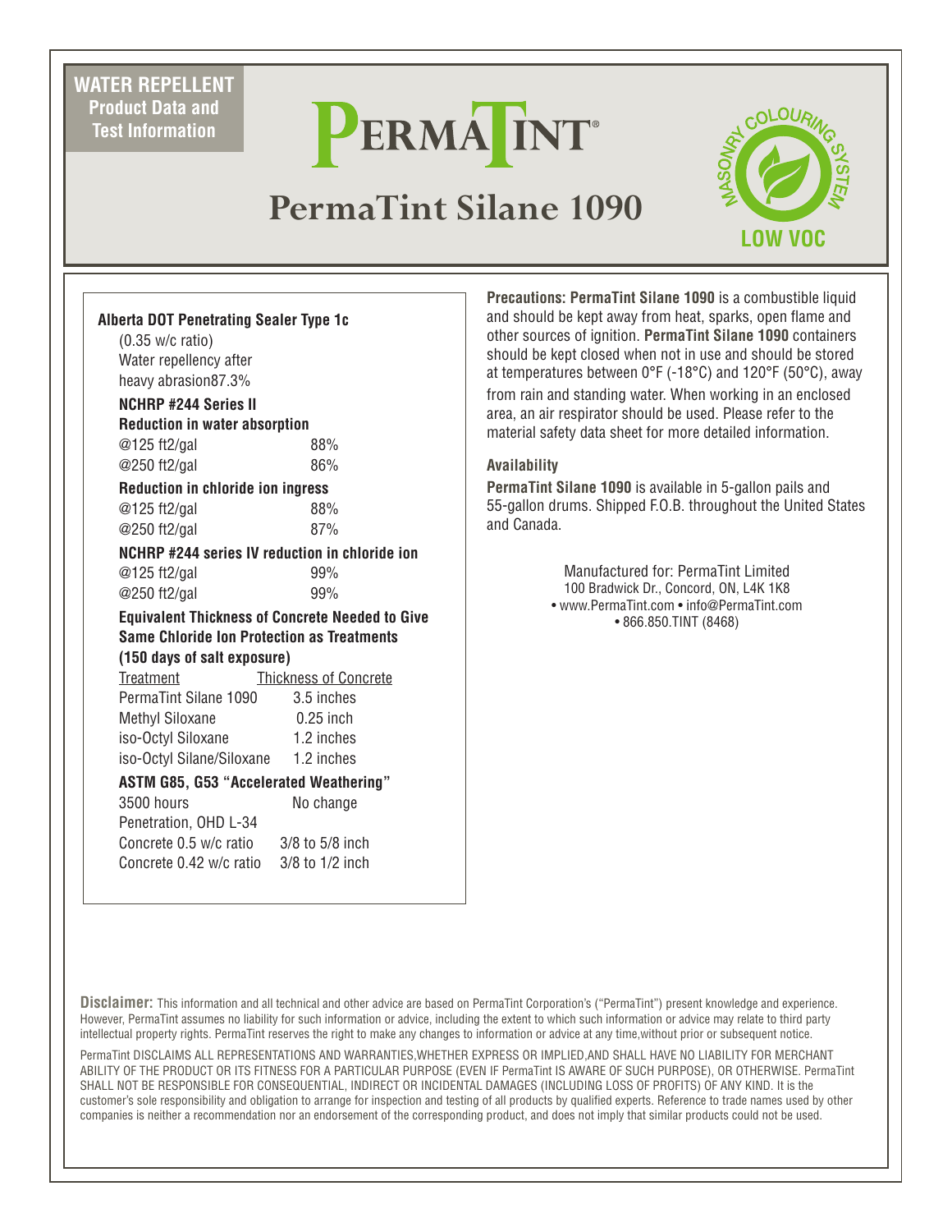**WATER REPELLENT**
**Product Data and Test Information**

PERMATINT®

MASONRY COLOURING SYSTEM LOW VOC

# PermaTint Silane 1090

**Alberta DOT Penetrating Sealer Type 1c**

(0.35 w/c ratio)
Water repellency after heavy abrasion87.3%

**NCHRP #244 Series II**

**Reduction in water absorption**

| | |
|---|---|
| @125 ft2/gal | 88% |
| @250 ft2/gal | 86% |

**Reduction in chloride ion ingress**

| | |
|---|---|
| @125 ft2/gal | 88% |
| @250 ft2/gal | 87% |

**NCHRP #244 series IV reduction in chloride ion**

| | |
|---|---|
| @125 ft2/gal | 99% |
| @250 ft2/gal | 99% |

**Equivalent Thickness of Concrete Needed to Give Same Chloride Ion Protection as Treatments (150 days of salt exposure)**

| Treatment | Thickness of Concrete |
|---|---|
| PermaTint Silane 1090 | 3.5 inches |
| Methyl Siloxane | 0.25 inch |
| iso-Octyl Siloxane | 1.2 inches |
| iso-Octyl Silane/Siloxane | 1.2 inches |

**ASTM G85, G53 "Accelerated Weathering"**

| | |
|---|---|
| 3500 hours | No change |
| Penetration, OHD L-34 | |
| Concrete 0.5 w/c ratio | 3/8 to 5/8 inch |
| Concrete 0.42 w/c ratio | 3/8 to 1/2 inch |

**Precautions: PermaTint Silane 1090** is a combustible liquid and should be kept away from heat, sparks, open flame and other sources of ignition. **PermaTint Silane 1090** containers should be kept closed when not in use and should be stored at temperatures between 0°F (-18°C) and 120°F (50°C), away from rain and standing water. When working in an enclosed area, an air respirator should be used. Please refer to the material safety data sheet for more detailed information.

**Availability**

**PermaTint Silane 1090** is available in 5-gallon pails and 55-gallon drums. Shipped F.O.B. throughout the United States and Canada.

Manufactured for: PermaTint Limited
100 Bradwick Dr., Concord, ON, L4K 1K8
• www.PermaTint.com • info@PermaTint.com
• 866.850.TINT (8468)

**Disclaimer:** This information and all technical and other advice are based on PermaTint Corporation's ("PermaTint") present knowledge and experience. However, PermaTint assumes no liability for such information or advice, including the extent to which such information or advice may relate to third party intellectual property rights. PermaTint reserves the right to make any changes to information or advice at any time,without prior or subsequent notice.

PermaTint DISCLAIMS ALL REPRESENTATIONS AND WARRANTIES,WHETHER EXPRESS OR IMPLIED,AND SHALL HAVE NO LIABILITY FOR MERCHANT ABILITY OF THE PRODUCT OR ITS FITNESS FOR A PARTICULAR PURPOSE (EVEN IF PermaTint IS AWARE OF SUCH PURPOSE), OR OTHERWISE. PermaTint SHALL NOT BE RESPONSIBLE FOR CONSEQUENTIAL, INDIRECT OR INCIDENTAL DAMAGES (INCLUDING LOSS OF PROFITS) OF ANY KIND. It is the customer's sole responsibility and obligation to arrange for inspection and testing of all products by qualified experts. Reference to trade names used by other companies is neither a recommendation nor an endorsement of the corresponding product, and does not imply that similar products could not be used.